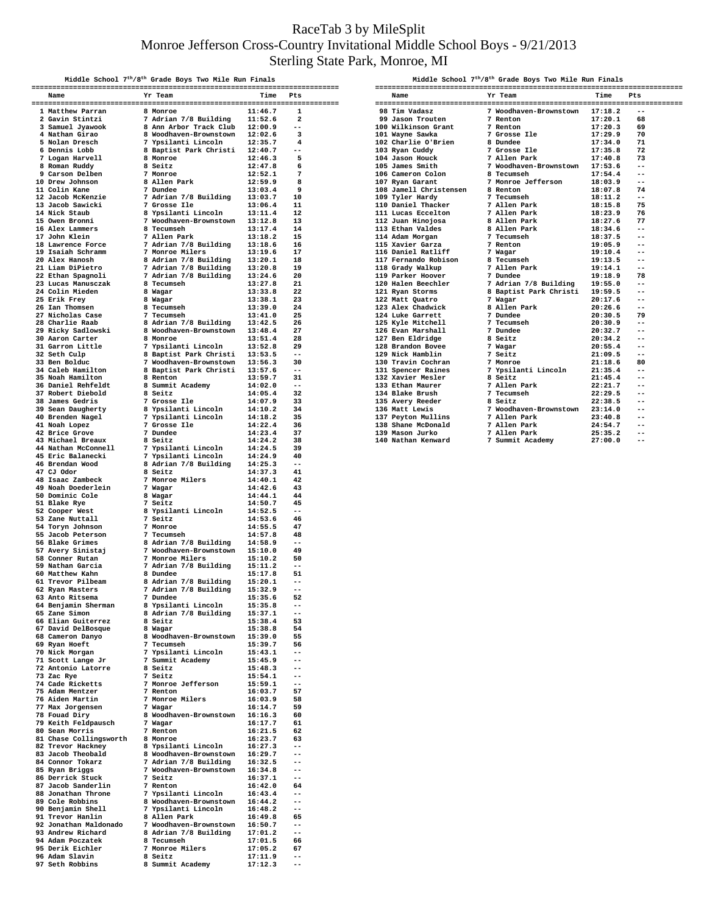# RaceTab 3 by MileSplit

# Monroe Jefferson Cross-Country Invitational Middle School Boys - 9/21/2013

# Sterling State Park, Monroe, MI

### Middle School 7th/8th Grade Boys Two Mile Run Finals

| | Name | Yr | Team | Time | Pts |
|---|---|---|---|---|---|
| 1 | Matthew Parran | 8 | Monroe | 11:46.7 | 1 |
| 2 | Gavin Stintzi | 7 | Adrian 7/8 Building | 11:52.6 | 2 |
| 3 | Samuel Jyawook | 8 | Ann Arbor Track Club | 12:00.9 | -- |
| 4 | Nathan Girao | 8 | Woodhaven-Brownstown | 12:02.6 | 3 |
| 5 | Nolan Dresch | 7 | Ypsilanti Lincoln | 12:35.7 | 4 |
| 6 | Dennis Lobb | 8 | Baptist Park Christi | 12:40.7 | -- |
| 7 | Logan Harvell | 8 | Monroe | 12:46.3 | 5 |
| 8 | Roman Ruddy | 8 | Seitz | 12:47.8 | 6 |
| 9 | Carson Delben | 7 | Monroe | 12:52.1 | 7 |
| 10 | Drew Johnson | 8 | Allen Park | 12:59.9 | 8 |
| 11 | Colin Kane | 7 | Dundee | 13:03.4 | 9 |
| 12 | Jacob McKenzie | 7 | Adrian 7/8 Building | 13:03.7 | 10 |
| 13 | Jacob Sawicki | 7 | Grosse Ile | 13:06.4 | 11 |
| 14 | Nick Staub | 8 | Ypsilanti Lincoln | 13:11.4 | 12 |
| 15 | Owen Bronni | 7 | Woodhaven-Brownstown | 13:12.8 | 13 |
| 16 | Alex Lammers | 8 | Tecumseh | 13:17.4 | 14 |
| 17 | John Klein | 7 | Allen Park | 13:18.2 | 15 |
| 18 | Lawrence Force | 7 | Adrian 7/8 Building | 13:18.6 | 16 |
| 19 | Isaiah Schramm | 7 | Monroe Milers | 13:19.6 | 17 |
| 20 | Alex Hanosh | 8 | Adrian 7/8 Building | 13:20.1 | 18 |
| 21 | Liam DiPietro | 7 | Adrian 7/8 Building | 13:20.8 | 19 |
| 22 | Ethan Spagnoli | 7 | Adrian 7/8 Building | 13:24.6 | 20 |
| 23 | Lucas Manusczak | 8 | Tecumseh | 13:27.8 | 21 |
| 24 | Colin Mieden | 8 | Wagar | 13:33.8 | 22 |
| 25 | Erik Frey | 8 | Wagar | 13:38.1 | 23 |
| 26 | Ian Thomsen | 8 | Tecumseh | 13:39.0 | 24 |
| 27 | Nicholas Case | 7 | Tecumseh | 13:41.0 | 25 |
| 28 | Charlie Raab | 8 | Adrian 7/8 Building | 13:42.5 | 26 |
| 29 | Ricky Sadlowski | 8 | Woodhaven-Brownstown | 13:48.4 | 27 |
| 30 | Aaron Carter | 8 | Monroe | 13:51.4 | 28 |
| 31 | Garron Little | 7 | Ypsilanti Lincoln | 13:52.8 | 29 |
| 32 | Seth Culp | 8 | Baptist Park Christi | 13:53.5 | -- |
| 33 | Ben Bolduc | 7 | Woodhaven-Brownstown | 13:56.3 | 30 |
| 34 | Caleb Hamilton | 8 | Baptist Park Christi | 13:57.6 | -- |
| 35 | Noah Hamilton | 8 | Renton | 13:59.7 | 31 |
| 36 | Daniel Rehfeldt | 8 | Summit Academy | 14:02.0 | -- |
| 37 | Robert Diebold | 8 | Seitz | 14:05.4 | 32 |
| 38 | James Gedris | 7 | Grosse Ile | 14:07.9 | 33 |
| 39 | Sean Daugherty | 8 | Ypsilanti Lincoln | 14:10.2 | 34 |
| 40 | Brenden Nagel | 7 | Ypsilanti Lincoln | 14:18.2 | 35 |
| 41 | Noah Lopez | 7 | Grosse Ile | 14:22.4 | 36 |
| 42 | Brice Grove | 7 | Dundee | 14:23.4 | 37 |
| 43 | Michael Breaux | 8 | Seitz | 14:24.2 | 38 |
| 44 | Nathan McConnell | 7 | Ypsilanti Lincoln | 14:24.5 | 39 |
| 45 | Eric Balanecki | 7 | Ypsilanti Lincoln | 14:24.9 | 40 |
| 46 | Brendan Wood | 8 | Adrian 7/8 Building | 14:25.3 | -- |
| 47 | CJ Odor | 8 | Seitz | 14:37.3 | 41 |
| 48 | Isaac Zambeck | 7 | Monroe Milers | 14:40.1 | 42 |
| 49 | Noah Doederlein | 7 | Wagar | 14:42.6 | 43 |
| 50 | Dominic Cole | 8 | Wagar | 14:44.1 | 44 |
| 51 | Blake Rye | 7 | Seitz | 14:50.7 | 45 |
| 52 | Cooper West | 8 | Ypsilanti Lincoln | 14:52.5 | -- |
| 53 | Zane Nuttall | 7 | Seitz | 14:53.6 | 46 |
| 54 | Toryn Johnson | 7 | Monroe | 14:55.5 | 47 |
| 55 | Jacob Peterson | 7 | Tecumseh | 14:57.8 | 48 |
| 56 | Blake Grimes | 8 | Adrian 7/8 Building | 14:58.9 | -- |
| 57 | Avery Sinistaj | 7 | Woodhaven-Brownstown | 15:10.0 | 49 |
| 58 | Conner Rutan | 7 | Monroe Milers | 15:10.2 | 50 |
| 59 | Nathan Garcia | 7 | Adrian 7/8 Building | 15:11.2 | -- |
| 60 | Matthew Kahn | 8 | Dundee | 15:17.8 | 51 |
| 61 | Trevor Pilbeam | 8 | Adrian 7/8 Building | 15:20.1 | -- |
| 62 | Ryan Masters | 7 | Adrian 7/8 Building | 15:32.9 | -- |
| 63 | Anto Ritsema | 7 | Dundee | 15:35.6 | 52 |
| 64 | Benjamin Sherman | 8 | Ypsilanti Lincoln | 15:35.8 | -- |
| 65 | Zane Simon | 8 | Adrian 7/8 Building | 15:37.1 | -- |
| 66 | Elian Guiterrez | 8 | Seitz | 15:38.4 | 53 |
| 67 | David DelBosque | 8 | Wagar | 15:38.8 | 54 |
| 68 | Cameron Danyo | 8 | Woodhaven-Brownstown | 15:39.0 | 55 |
| 69 | Ryan Hoeft | 7 | Tecumseh | 15:39.7 | 56 |
| 70 | Nick Morgan | 7 | Ypsilanti Lincoln | 15:43.1 | -- |
| 71 | Scott Lange Jr | 7 | Summit Academy | 15:45.9 | -- |
| 72 | Antonio Latorre | 8 | Seitz | 15:48.3 | -- |
| 73 | Zac Rye | 7 | Seitz | 15:54.1 | -- |
| 74 | Cade Ricketts | 7 | Monroe Jefferson | 15:59.1 | -- |
| 75 | Adam Mentzer | 7 | Renton | 16:03.7 | 57 |
| 76 | Aiden Martin | 7 | Monroe Milers | 16:03.9 | 58 |
| 77 | Max Jorgensen | 7 | Wagar | 16:14.7 | 59 |
| 78 | Fouad Diry | 8 | Woodhaven-Brownstown | 16:16.3 | 60 |
| 79 | Keith Feldpausch | 7 | Wagar | 16:17.7 | 61 |
| 80 | Sean Morris | 7 | Renton | 16:21.5 | 62 |
| 81 | Chase Collingsworth | 8 | Monroe | 16:23.7 | 63 |
| 82 | Trevor Hackney | 8 | Ypsilanti Lincoln | 16:27.3 | -- |
| 83 | Jacob Theobald | 8 | Woodhaven-Brownstown | 16:29.7 | -- |
| 84 | Connor Tokarz | 7 | Adrian 7/8 Building | 16:32.5 | -- |
| 85 | Ryan Briggs | 7 | Woodhaven-Brownstown | 16:34.8 | -- |
| 86 | Derrick Stuck | 7 | Seitz | 16:37.1 | -- |
| 87 | Jacob Sanderlin | 7 | Renton | 16:42.0 | 64 |
| 88 | Jonathan Throne | 7 | Ypsilanti Lincoln | 16:43.4 | -- |
| 89 | Cole Robbins | 8 | Woodhaven-Brownstown | 16:44.2 | -- |
| 90 | Benjamin Shell | 7 | Ypsilanti Lincoln | 16:48.2 | -- |
| 91 | Trevor Hanlin | 8 | Allen Park | 16:49.8 | 65 |
| 92 | Jonathan Maldonado | 7 | Woodhaven-Brownstown | 16:50.7 | -- |
| 93 | Andrew Richard | 8 | Adrian 7/8 Building | 17:01.2 | -- |
| 94 | Adam Poczatek | 8 | Tecumseh | 17:01.5 | 66 |
| 95 | Derik Eichler | 7 | Monroe Milers | 17:05.2 | 67 |
| 96 | Adam Slavin | 8 | Seitz | 17:11.9 | -- |
| 97 | Seth Robbins | 8 | Summit Academy | 17:12.3 | -- |
| 98 | Tim Vadasz | 7 | Woodhaven-Brownstown | 17:18.2 | -- |
| 99 | Jason Trouten | 7 | Renton | 17:20.1 | 68 |
| 100 | Wilkinson Grant | 7 | Renton | 17:20.3 | 69 |
| 101 | Wayne Sawka | 7 | Grosse Ile | 17:29.9 | 70 |
| 102 | Charlie O'Brien | 8 | Dundee | 17:34.0 | 71 |
| 103 | Ryan Cuddy | 7 | Grosse Ile | 17:35.8 | 72 |
| 104 | Jason Houck | 7 | Allen Park | 17:40.8 | 73 |
| 105 | James Smith | 7 | Woodhaven-Brownstown | 17:53.6 | -- |
| 106 | Cameron Colon | 8 | Tecumseh | 17:54.4 | -- |
| 107 | Ryan Garant | 7 | Monroe Jefferson | 18:03.9 | -- |
| 108 | Jamell Christensen | 8 | Renton | 18:07.8 | 74 |
| 109 | Tyler Hardy | 7 | Tecumseh | 18:11.2 | -- |
| 110 | Daniel Thacker | 7 | Allen Park | 18:15.8 | 75 |
| 111 | Lucas Eccelton | 7 | Allen Park | 18:23.9 | 76 |
| 112 | Juan Hinojosa | 8 | Allen Park | 18:27.6 | 77 |
| 113 | Ethan Valdes | 8 | Allen Park | 18:34.6 | -- |
| 114 | Adam Morgan | 7 | Tecumseh | 18:37.5 | -- |
| 115 | Xavier Garza | 7 | Renton | 19:05.9 | -- |
| 116 | Daniel Ratliff | 7 | Wagar | 19:10.4 | -- |
| 117 | Fernando Robison | 8 | Tecumseh | 19:13.5 | -- |
| 118 | Grady Walkup | 7 | Allen Park | 19:14.1 | -- |
| 119 | Parker Hoover | 7 | Dundee | 19:18.9 | 78 |
| 120 | Halen Beechler | 7 | Adrian 7/8 Building | 19:55.0 | -- |
| 121 | Ryan Storms | 8 | Baptist Park Christi | 19:59.5 | -- |
| 122 | Matt Quatro | 7 | Wagar | 20:17.6 | -- |
| 123 | Alex Chadwick | 8 | Allen Park | 20:26.6 | -- |
| 124 | Luke Garrett | 7 | Dundee | 20:30.5 | 79 |
| 125 | Kyle Mitchell | 7 | Tecumseh | 20:30.9 | -- |
| 126 | Evan Marshall | 7 | Dundee | 20:32.7 | -- |
| 127 | Ben Eldridge | 8 | Seitz | 20:34.2 | -- |
| 128 | Brandon Bovee | 7 | Wagar | 20:55.4 | -- |
| 129 | Nick Hamblin | 7 | Seitz | 21:09.5 | -- |
| 130 | Travin Cochran | 7 | Monroe | 21:18.6 | 80 |
| 131 | Spencer Raines | 7 | Ypsilanti Lincoln | 21:35.4 | -- |
| 132 | Xavier Mesler | 8 | Seitz | 21:45.4 | -- |
| 133 | Ethan Maurer | 7 | Allen Park | 22:21.7 | -- |
| 134 | Blake Brush | 7 | Tecumseh | 22:29.5 | -- |
| 135 | Avery Reeder | 8 | Seitz | 22:38.5 | -- |
| 136 | Matt Lewis | 7 | Woodhaven-Brownstown | 23:14.0 | -- |
| 137 | Peyton Mullins | 7 | Allen Park | 23:40.8 | -- |
| 138 | Shane McDonald | 7 | Allen Park | 24:54.7 | -- |
| 139 | Mason Jurko | 7 | Allen Park | 25:35.2 | -- |
| 140 | Nathan Kenward | 7 | Summit Academy | 27:00.0 | -- |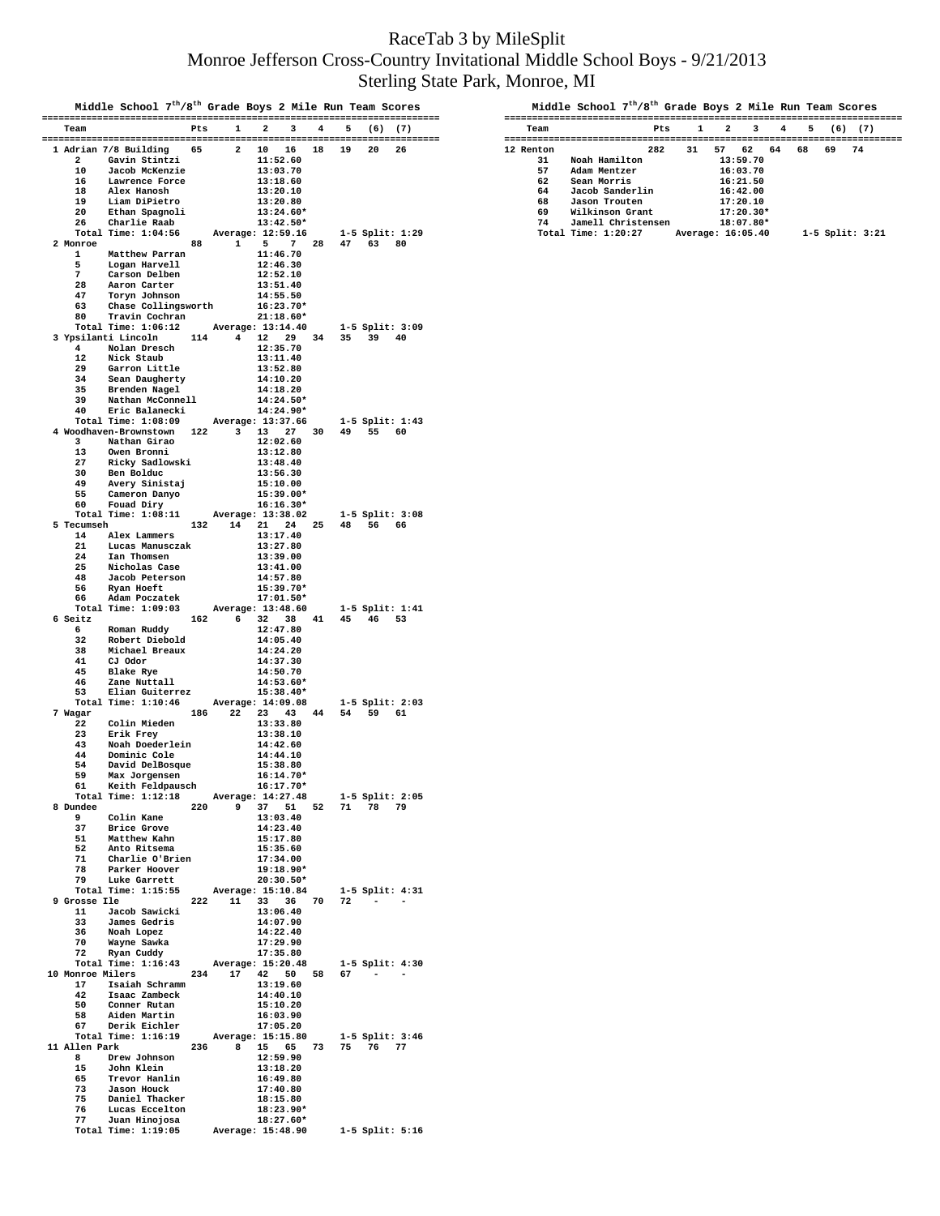# RaceTab 3 by MileSplit
# Monroe Jefferson Cross-Country Invitational Middle School Boys - 9/21/2013
# Sterling State Park, Monroe, MI

```
     Middle School 7th/8th Grade Boys 2 Mile Run Team Scores
=======================================================================
    Team                 Pts    1    2    3    4    5   (6)  (7)
=======================================================================
  1 Adrian 7/8 Building   65      2   10   16   18   19   20   26
      2     Gavin Stintzi             11:52.60
      10    Jacob McKenzie            13:03.70
      16    Lawrence Force            13:18.60
      18    Alex Hanosh               13:20.10
      19    Liam DiPietro             13:20.80
      20    Ethan Spagnoli            13:24.60*
      26    Charlie Raab              13:42.50*
    Total Time: 1:04:56     Average: 12:59.16      1-5 Split: 1:29
  2 Monroe                88      1    5    7   28   47   63   80
      1     Matthew Parran            11:46.70
      5     Logan Harvell             12:46.30
      7     Carson Delben             12:52.10
      28    Aaron Carter              13:51.40
      47    Toryn Johnson             14:55.50
      63    Chase Collingsworth       16:23.70*
      80    Travin Cochran            21:18.60*
    Total Time: 1:06:12     Average: 13:14.40      1-5 Split: 3:09
  3 Ypsilanti Lincoln    114      4   12   29   34   35   39   40
      4     Nolan Dresch              12:35.70
      12    Nick Staub                13:11.40
      29    Garron Little             13:52.80
      34    Sean Daugherty            14:10.20
      35    Brenden Nagel             14:18.20
      39    Nathan McConnell          14:24.50*
      40    Eric Balanecki            14:24.90*
    Total Time: 1:08:09     Average: 13:37.66      1-5 Split: 1:43
  4 Woodhaven-Brownstown  122     3   13   27   30   49   55   60
      3     Nathan Girao              12:02.60
      13    Owen Bronni               13:12.80
      27    Ricky Sadlowski           13:48.40
      30    Ben Bolduc                13:56.30
      49    Avery Sinistaj            15:10.00
      55    Cameron Danyo             15:39.00*
      60    Fouad Diry                16:16.30*
    Total Time: 1:08:11     Average: 13:38.02      1-5 Split: 3:08
  5 Tecumseh             132     14   21   24   25   48   56   66
      14    Alex Lammers              13:17.40
      21    Lucas Manusczak           13:27.80
      24    Ian Thomsen               13:39.00
      25    Nicholas Case             13:41.00
      48    Jacob Peterson            14:57.80
      56    Ryan Hoeft                15:39.70*
      66    Adam Poczatek             17:01.50*
    Total Time: 1:09:03     Average: 13:48.60      1-5 Split: 1:41
  6 Seitz                162      6   32   38   41   45   46   53
      6     Roman Ruddy               12:47.80
      32    Robert Diebold            14:05.40
      38    Michael Breaux            14:24.20
      41    CJ Odor                   14:37.30
      45    Blake Rye                 14:50.70
      46    Zane Nuttall              14:53.60*
      53    Elian Guiterrez           15:38.40*
    Total Time: 1:10:46     Average: 14:09.08      1-5 Split: 2:03
  7 Wagar                186     22   23   43   44   54   59   61
      22    Colin Mieden              13:33.80
      23    Erik Frey                 13:38.10
      43    Noah Doederlein           14:42.60
      44    Dominic Cole              14:44.10
      54    David DelBosque           15:38.80
      59    Max Jorgensen             16:14.70*
      61    Keith Feldpausch          16:17.70*
    Total Time: 1:12:18     Average: 14:27.48      1-5 Split: 2:05
  8 Dundee               220      9   37   51   52   71   78   79
      9     Colin Kane                13:03.40
      37    Brice Grove               14:23.40
      51    Matthew Kahn              15:17.80
      52    Anto Ritsema              15:35.60
      71    Charlie O'Brien           17:34.00
      78    Parker Hoover             19:18.90*
      79    Luke Garrett              20:30.50*
    Total Time: 1:15:55     Average: 15:10.84      1-5 Split: 4:31
  9 Grosse Ile           222     11   33   36   70   72    -    -
      11    Jacob Sawicki             13:06.40
      33    James Gedris              14:07.90
      36    Noah Lopez                14:22.40
      70    Wayne Sawka               17:29.90
      72    Ryan Cuddy                17:35.80
    Total Time: 1:16:43     Average: 15:20.48      1-5 Split: 4:30
 10 Monroe Milers        234     17   42   50   58   67    -    -
      17    Isaiah Schramm            13:19.60
      42    Isaac Zambeck             14:40.10
      50    Conner Rutan              15:10.20
      58    Aiden Martin              16:03.90
      67    Derik Eichler             17:05.20
    Total Time: 1:16:19     Average: 15:15.80      1-5 Split: 3:46
 11 Allen Park           236      8   15   65   73   75   76   77
      8     Drew Johnson              12:59.90
      15    John Klein                13:18.20
      65    Trevor Hanlin             16:49.80
      73    Jason Houck               17:40.80
      75    Daniel Thacker            18:15.80
      76    Lucas Eccelton            18:23.90*
      77    Juan Hinojosa             18:27.60*
    Total Time: 1:19:05     Average: 15:48.90      1-5 Split: 5:16
 12 Renton               282     31   57   62   64   68   69   74
      31    Noah Hamilton             13:59.70
      57    Adam Mentzer              16:03.70
      62    Sean Morris               16:21.50
      64    Jacob Sanderlin           16:42.00
      68    Jason Trouten             17:20.10
      69    Wilkinson Grant           17:20.30*
      74    Jamell Christensen        18:07.80*
    Total Time: 1:20:27     Average: 16:05.40      1-5 Split: 3:21
```